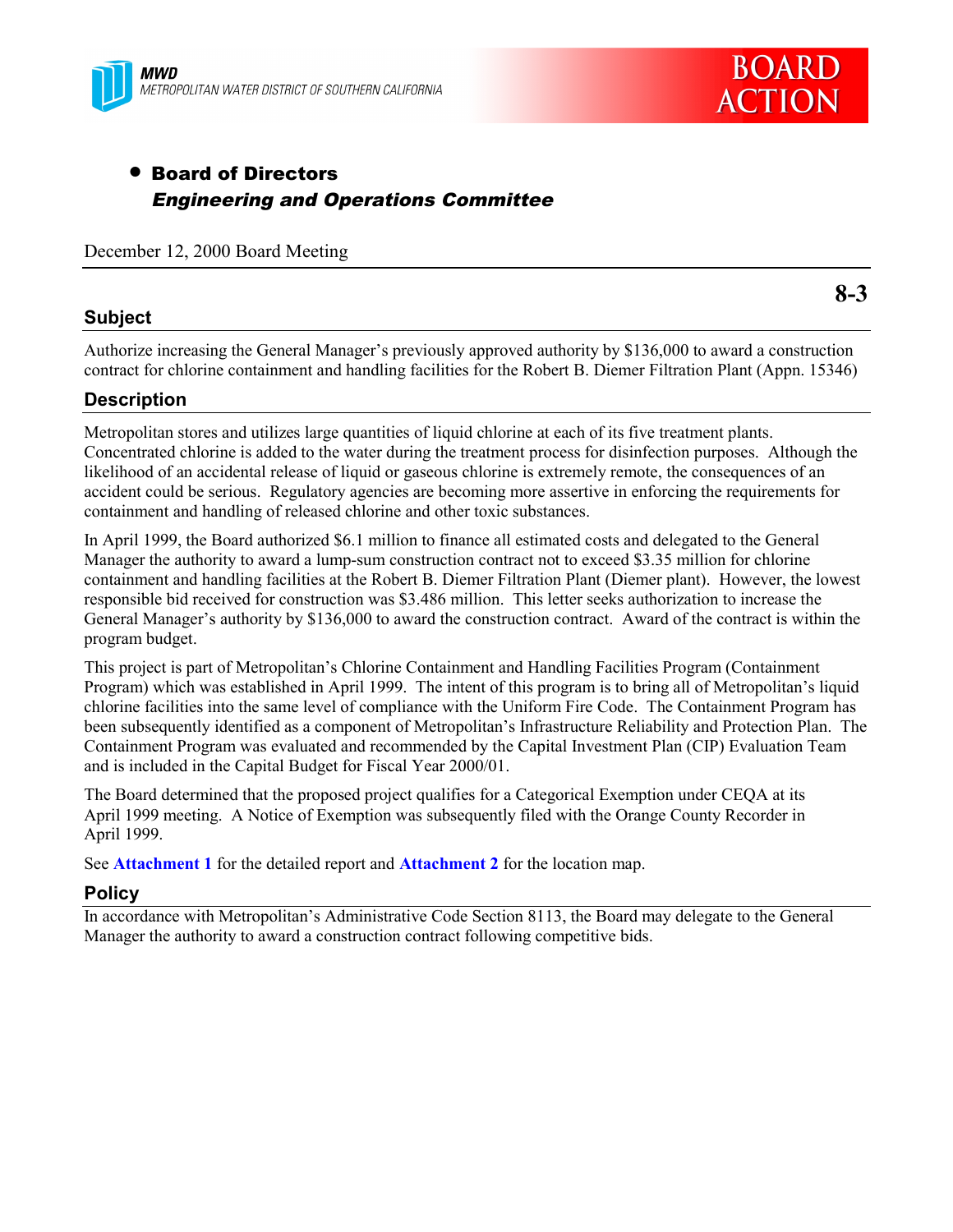MWD
METROPOLITAN WATER DISTRICT OF SOUTHERN CALIFORNIA

BOARD ACTION

- **Board of Directors**
  ***Engineering and Operations Committee***

December 12, 2000 Board Meeting

**8-3**

## Subject

Authorize increasing the General Manager's previously approved authority by $136,000 to award a construction contract for chlorine containment and handling facilities for the Robert B. Diemer Filtration Plant (Appn. 15346)

## Description

Metropolitan stores and utilizes large quantities of liquid chlorine at each of its five treatment plants. Concentrated chlorine is added to the water during the treatment process for disinfection purposes. Although the likelihood of an accidental release of liquid or gaseous chlorine is extremely remote, the consequences of an accident could be serious. Regulatory agencies are becoming more assertive in enforcing the requirements for containment and handling of released chlorine and other toxic substances.

In April 1999, the Board authorized $6.1 million to finance all estimated costs and delegated to the General Manager the authority to award a lump-sum construction contract not to exceed $3.35 million for chlorine containment and handling facilities at the Robert B. Diemer Filtration Plant (Diemer plant). However, the lowest responsible bid received for construction was $3.486 million. This letter seeks authorization to increase the General Manager's authority by $136,000 to award the construction contract. Award of the contract is within the program budget.

This project is part of Metropolitan's Chlorine Containment and Handling Facilities Program (Containment Program) which was established in April 1999. The intent of this program is to bring all of Metropolitan's liquid chlorine facilities into the same level of compliance with the Uniform Fire Code. The Containment Program has been subsequently identified as a component of Metropolitan's Infrastructure Reliability and Protection Plan. The Containment Program was evaluated and recommended by the Capital Investment Plan (CIP) Evaluation Team and is included in the Capital Budget for Fiscal Year 2000/01.

The Board determined that the proposed project qualifies for a Categorical Exemption under CEQA at its April 1999 meeting. A Notice of Exemption was subsequently filed with the Orange County Recorder in April 1999.

See **Attachment 1** for the detailed report and **Attachment 2** for the location map.

## Policy

In accordance with Metropolitan's Administrative Code Section 8113, the Board may delegate to the General Manager the authority to award a construction contract following competitive bids.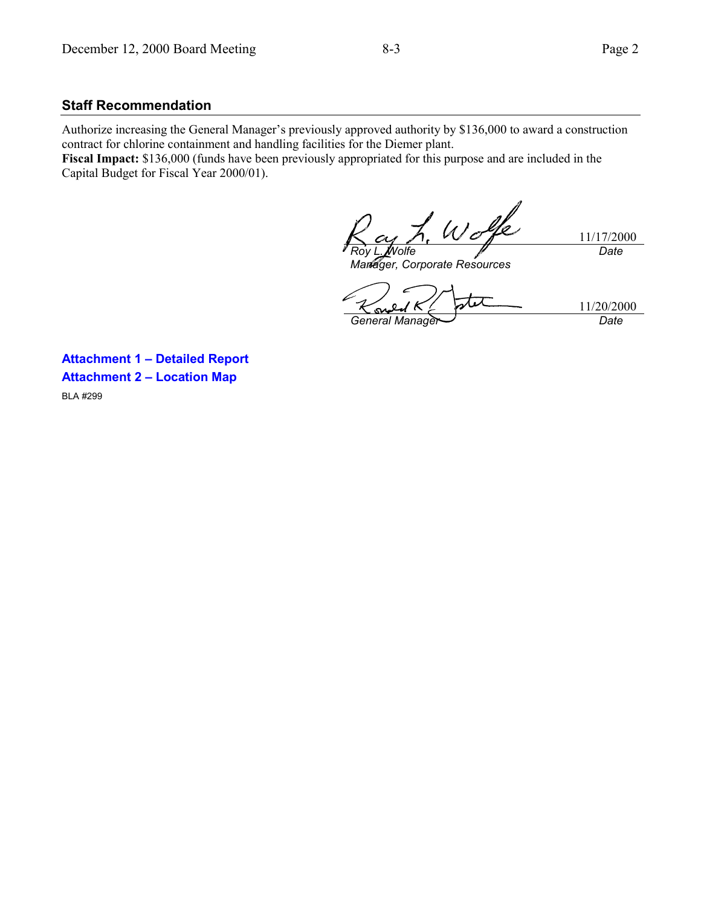## Staff Recommendation

Authorize increasing the General Manager's previously approved authority by $136,000 to award a construction contract for chlorine containment and handling facilities for the Diemer plant.

**Fiscal Impact:** $136,000 (funds have been previously appropriated for this purpose and are included in the Capital Budget for Fiscal Year 2000/01).

| | |
|---|---|
| *Roy L. Wolfe* | 11/17/2000 |
| *Manager, Corporate Resources* | *Date* |

| | |
|---|---|
| *General Manager* | 11/20/2000 |
| | *Date* |

**Attachment 1 – Detailed Report**

**Attachment 2 – Location Map**

BLA #299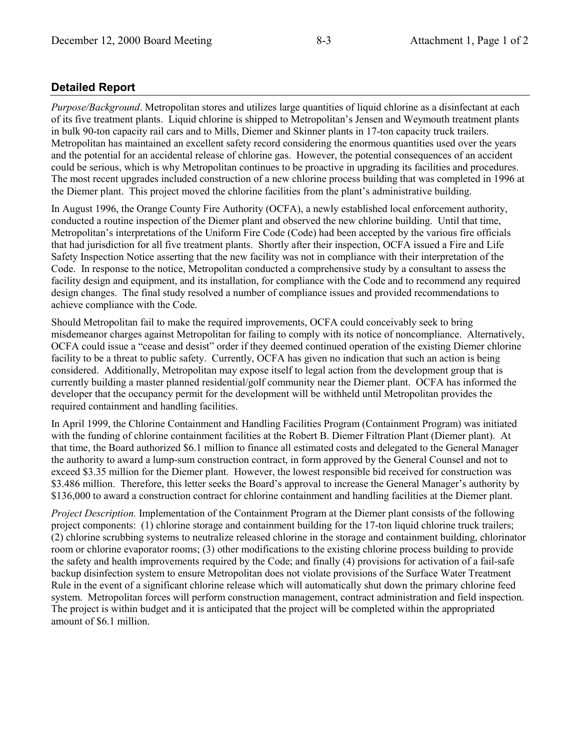## Detailed Report

*Purpose/Background*. Metropolitan stores and utilizes large quantities of liquid chlorine as a disinfectant at each of its five treatment plants. Liquid chlorine is shipped to Metropolitan's Jensen and Weymouth treatment plants in bulk 90-ton capacity rail cars and to Mills, Diemer and Skinner plants in 17-ton capacity truck trailers. Metropolitan has maintained an excellent safety record considering the enormous quantities used over the years and the potential for an accidental release of chlorine gas. However, the potential consequences of an accident could be serious, which is why Metropolitan continues to be proactive in upgrading its facilities and procedures. The most recent upgrades included construction of a new chlorine process building that was completed in 1996 at the Diemer plant. This project moved the chlorine facilities from the plant's administrative building.

In August 1996, the Orange County Fire Authority (OCFA), a newly established local enforcement authority, conducted a routine inspection of the Diemer plant and observed the new chlorine building. Until that time, Metropolitan's interpretations of the Uniform Fire Code (Code) had been accepted by the various fire officials that had jurisdiction for all five treatment plants. Shortly after their inspection, OCFA issued a Fire and Life Safety Inspection Notice asserting that the new facility was not in compliance with their interpretation of the Code. In response to the notice, Metropolitan conducted a comprehensive study by a consultant to assess the facility design and equipment, and its installation, for compliance with the Code and to recommend any required design changes. The final study resolved a number of compliance issues and provided recommendations to achieve compliance with the Code.

Should Metropolitan fail to make the required improvements, OCFA could conceivably seek to bring misdemeanor charges against Metropolitan for failing to comply with its notice of noncompliance. Alternatively, OCFA could issue a "cease and desist" order if they deemed continued operation of the existing Diemer chlorine facility to be a threat to public safety. Currently, OCFA has given no indication that such an action is being considered. Additionally, Metropolitan may expose itself to legal action from the development group that is currently building a master planned residential/golf community near the Diemer plant. OCFA has informed the developer that the occupancy permit for the development will be withheld until Metropolitan provides the required containment and handling facilities.

In April 1999, the Chlorine Containment and Handling Facilities Program (Containment Program) was initiated with the funding of chlorine containment facilities at the Robert B. Diemer Filtration Plant (Diemer plant). At that time, the Board authorized $6.1 million to finance all estimated costs and delegated to the General Manager the authority to award a lump-sum construction contract, in form approved by the General Counsel and not to exceed $3.35 million for the Diemer plant. However, the lowest responsible bid received for construction was $3.486 million. Therefore, this letter seeks the Board's approval to increase the General Manager's authority by $136,000 to award a construction contract for chlorine containment and handling facilities at the Diemer plant.

*Project Description.* Implementation of the Containment Program at the Diemer plant consists of the following project components: (1) chlorine storage and containment building for the 17-ton liquid chlorine truck trailers; (2) chlorine scrubbing systems to neutralize released chlorine in the storage and containment building, chlorinator room or chlorine evaporator rooms; (3) other modifications to the existing chlorine process building to provide the safety and health improvements required by the Code; and finally (4) provisions for activation of a fail-safe backup disinfection system to ensure Metropolitan does not violate provisions of the Surface Water Treatment Rule in the event of a significant chlorine release which will automatically shut down the primary chlorine feed system. Metropolitan forces will perform construction management, contract administration and field inspection. The project is within budget and it is anticipated that the project will be completed within the appropriated amount of $6.1 million.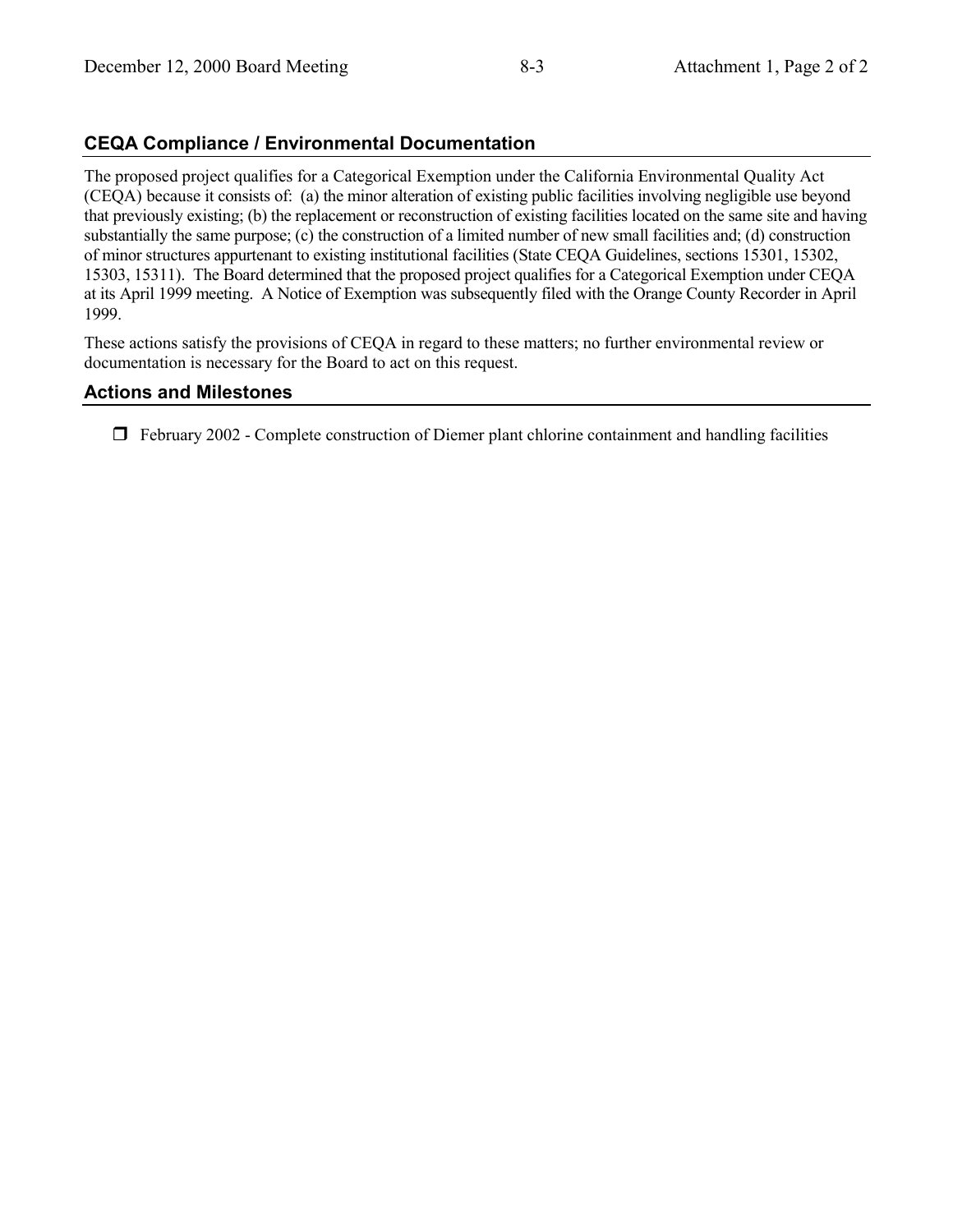## CEQA Compliance / Environmental Documentation

The proposed project qualifies for a Categorical Exemption under the California Environmental Quality Act (CEQA) because it consists of: (a) the minor alteration of existing public facilities involving negligible use beyond that previously existing; (b) the replacement or reconstruction of existing facilities located on the same site and having substantially the same purpose; (c) the construction of a limited number of new small facilities and; (d) construction of minor structures appurtenant to existing institutional facilities (State CEQA Guidelines, sections 15301, 15302, 15303, 15311). The Board determined that the proposed project qualifies for a Categorical Exemption under CEQA at its April 1999 meeting. A Notice of Exemption was subsequently filed with the Orange County Recorder in April 1999.

These actions satisfy the provisions of CEQA in regard to these matters; no further environmental review or documentation is necessary for the Board to act on this request.

## Actions and Milestones

- February 2002 - Complete construction of Diemer plant chlorine containment and handling facilities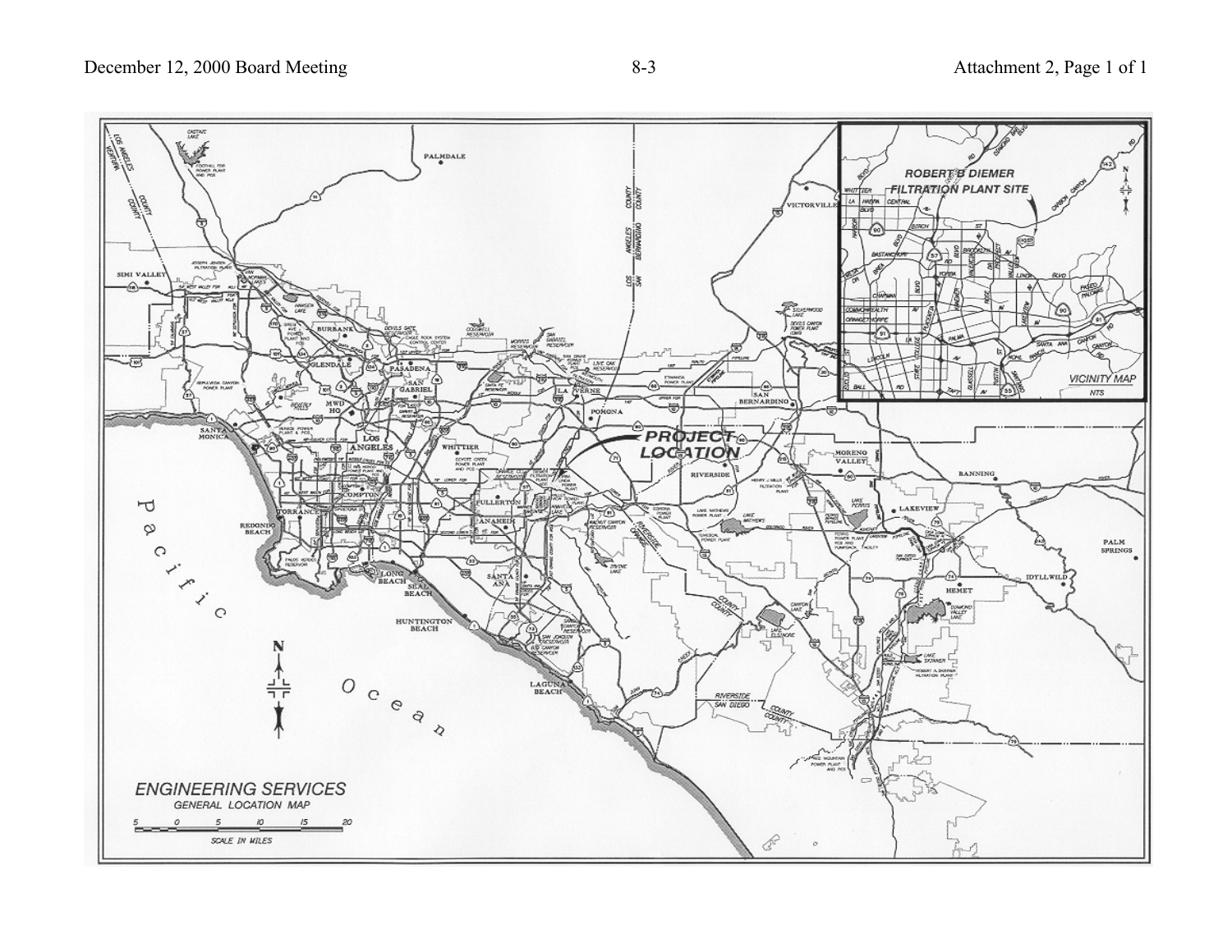ENGINEERING SERVICES

GENERAL LOCATION MAP

5 0 5 10 15 20

SCALE IN MILES

PROJECT LOCATION

ROBERT B DIEMER FILTRATION PLANT SITE

VICINITY MAP

NTS